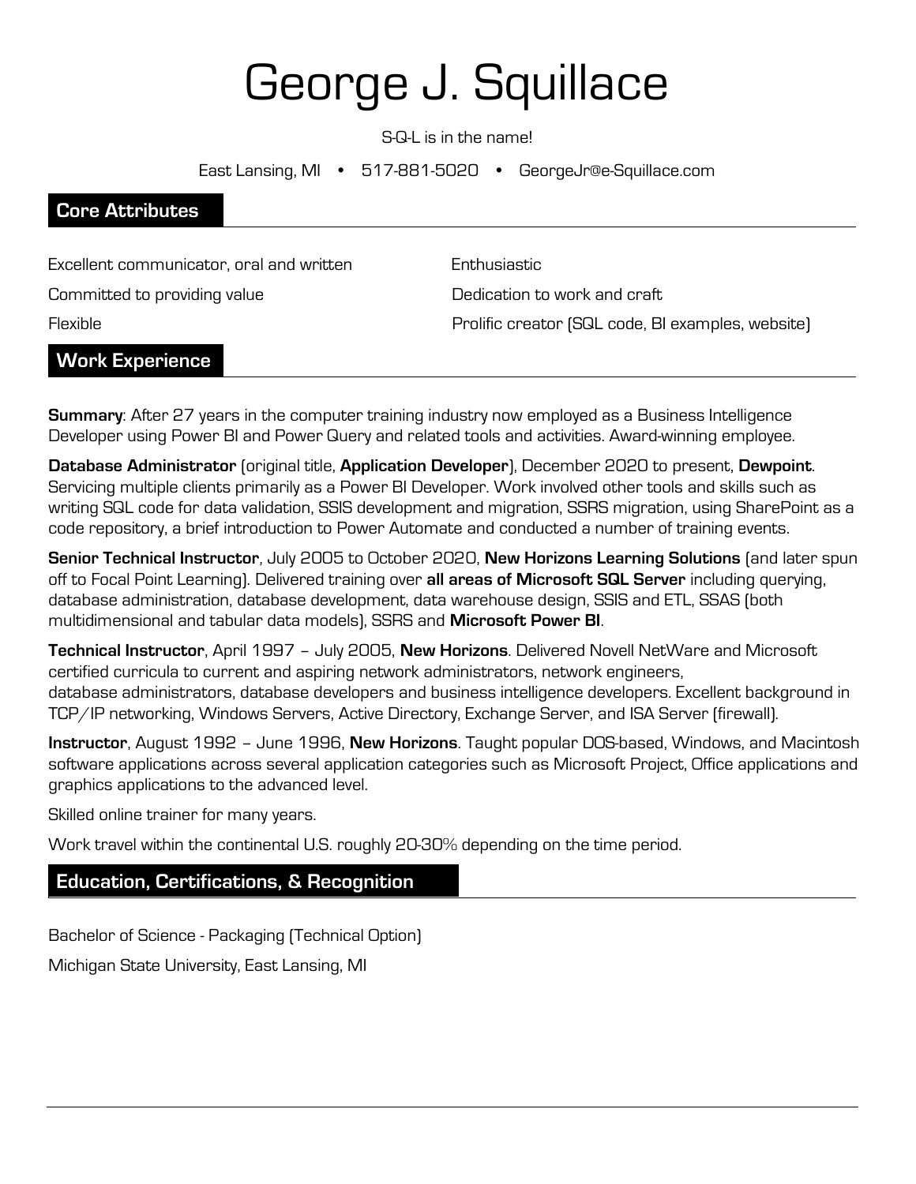# George J. Squillace

S-Q-L is in the name!

East Lansing, MI • 517-881-5020 • GeorgeJr@e-Squillace.com

## Core Attributes

Excellent communicator, oral and written

Committed to providing value

Flexible

Enthusiastic

Dedication to work and craft

Prolific creator (SQL code, BI examples, website)

## Work Experience

**Summary**: After 27 years in the computer training industry now employed as a Business Intelligence Developer using Power BI and Power Query and related tools and activities. Award-winning employee.

**Database Administrator** (original title, **Application Developer**), December 2020 to present, **Dewpoint**. Servicing multiple clients primarily as a Power BI Developer. Work involved other tools and skills such as writing SQL code for data validation, SSIS development and migration, SSRS migration, using SharePoint as a code repository, a brief introduction to Power Automate and conducted a number of training events.

**Senior Technical Instructor**, July 2005 to October 2020, **New Horizons Learning Solutions** (and later spun off to Focal Point Learning). Delivered training over **all areas of Microsoft SQL Server** including querying, database administration, database development, data warehouse design, SSIS and ETL, SSAS (both multidimensional and tabular data models), SSRS and **Microsoft Power BI**.

**Technical Instructor**, April 1997 – July 2005, **New Horizons**. Delivered Novell NetWare and Microsoft certified curricula to current and aspiring network administrators, network engineers, database administrators, database developers and business intelligence developers. Excellent background in TCP/IP networking, Windows Servers, Active Directory, Exchange Server, and ISA Server (firewall).

**Instructor**, August 1992 – June 1996, **New Horizons**. Taught popular DOS-based, Windows, and Macintosh software applications across several application categories such as Microsoft Project, Office applications and graphics applications to the advanced level.

Skilled online trainer for many years.

Work travel within the continental U.S. roughly 20-30% depending on the time period.

## Education, Certifications, & Recognition

Bachelor of Science - Packaging (Technical Option)

Michigan State University, East Lansing, MI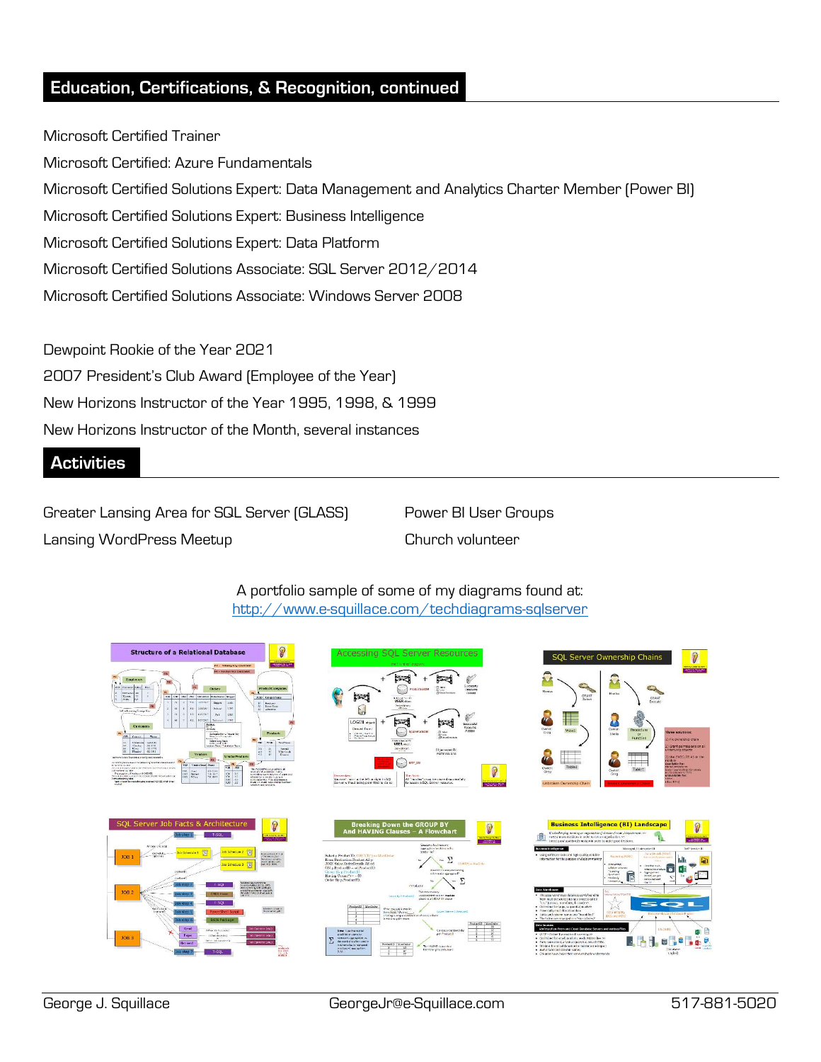## Education, Certifications, & Recognition, continued

Microsoft Certified Trainer

Microsoft Certified: Azure Fundamentals

Microsoft Certified Solutions Expert: Data Management and Analytics Charter Member (Power BI)

Microsoft Certified Solutions Expert: Business Intelligence

Microsoft Certified Solutions Expert: Data Platform

Microsoft Certified Solutions Associate: SQL Server 2012/2014

Microsoft Certified Solutions Associate: Windows Server 2008

Dewpoint Rookie of the Year 2021

2007 President's Club Award (Employee of the Year)

New Horizons Instructor of the Year 1995, 1998, & 1999

New Horizons Instructor of the Month, several instances

## Activities

Greater Lansing Area for SQL Server (GLASS)

Lansing WordPress Meetup

Power BI User Groups

Church volunteer

A portfolio sample of some of my diagrams found at:
http://www.e-squillace.com/techdiagrams-sqlserver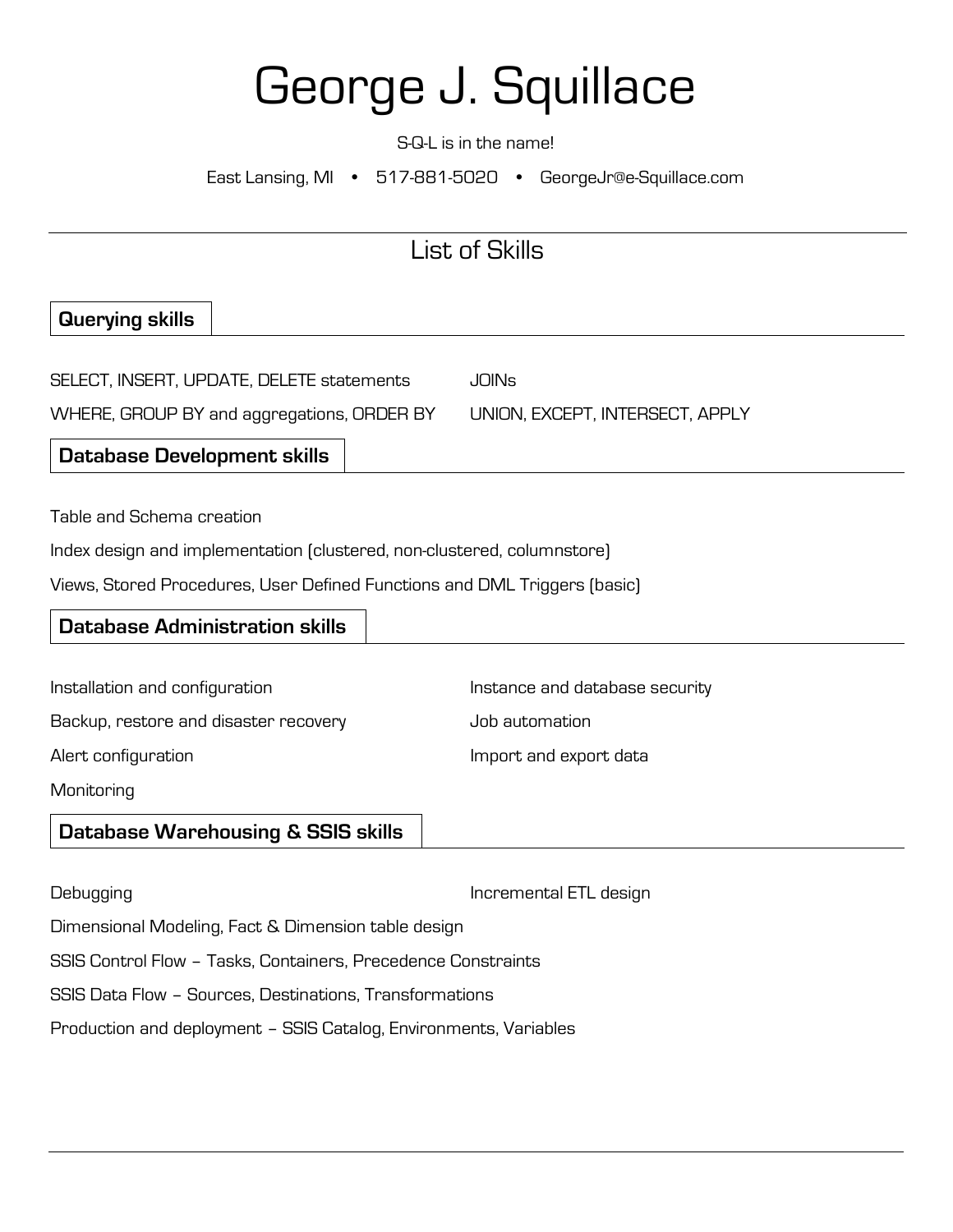# George J. Squillace

S-Q-L is in the name!

East Lansing, MI • 517-881-5020 • GeorgeJr@e-Squillace.com

## List of Skills

### Querying skills

SELECT, INSERT, UPDATE, DELETE statements

WHERE, GROUP BY and aggregations, ORDER BY

JOINs

UNION, EXCEPT, INTERSECT, APPLY

### Database Development skills

Table and Schema creation

Index design and implementation (clustered, non-clustered, columnstore)

Views, Stored Procedures, User Defined Functions and DML Triggers (basic)

### Database Administration skills

Installation and configuration

Backup, restore and disaster recovery

Alert configuration

Monitoring

Instance and database security

Job automation

Import and export data

### Database Warehousing & SSIS skills

Debugging

Incremental ETL design

Dimensional Modeling, Fact & Dimension table design

SSIS Control Flow – Tasks, Containers, Precedence Constraints

SSIS Data Flow – Sources, Destinations, Transformations

Production and deployment – SSIS Catalog, Environments, Variables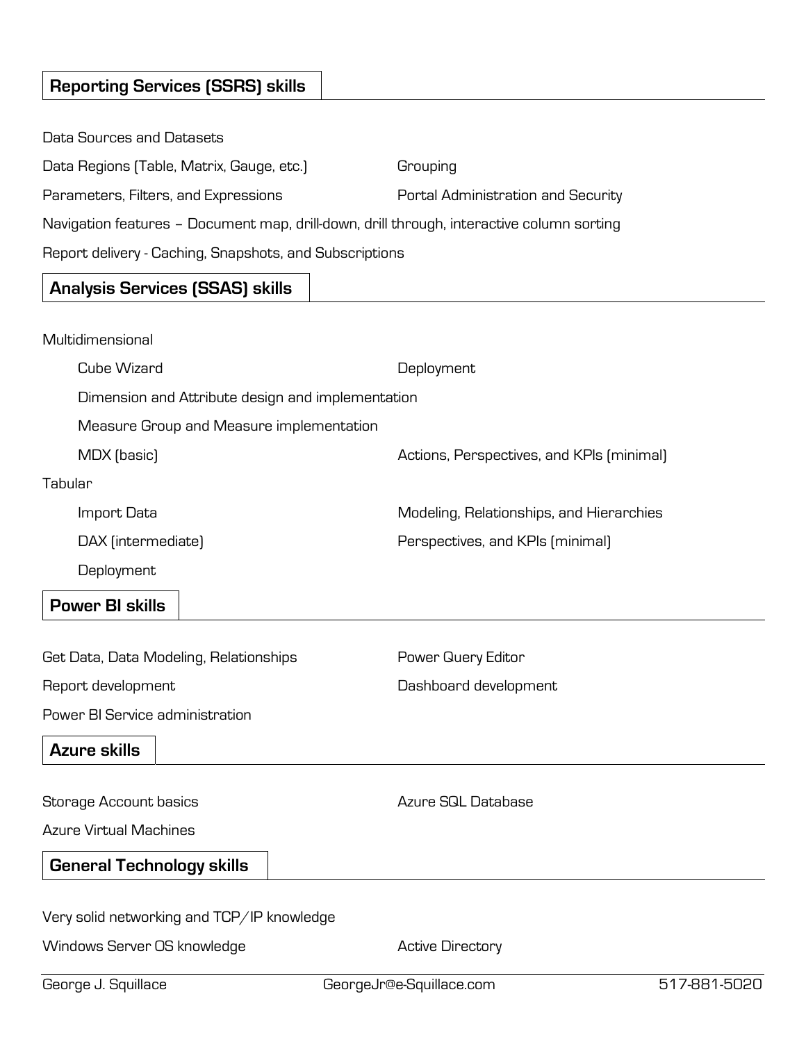## Reporting Services (SSRS) skills

Data Sources and Datasets

Data Regions (Table, Matrix, Gauge, etc.)

Grouping

Parameters, Filters, and Expressions

Portal Administration and Security

Navigation features – Document map, drill-down, drill through, interactive column sorting

Report delivery - Caching, Snapshots, and Subscriptions

## Analysis Services (SSAS) skills

Multidimensional

- Cube Wizard
- Deployment
- Dimension and Attribute design and implementation
- Measure Group and Measure implementation
- MDX (basic)
- Actions, Perspectives, and KPIs (minimal)

Tabular

- Import Data
- Modeling, Relationships, and Hierarchies
- DAX (intermediate)
- Perspectives, and KPIs (minimal)
- Deployment

## Power BI skills

Get Data, Data Modeling, Relationships

Power Query Editor

Report development

Dashboard development

Power BI Service administration

## Azure skills

Storage Account basics

Azure SQL Database

Azure Virtual Machines

## General Technology skills

Very solid networking and TCP/IP knowledge

Windows Server OS knowledge

Active Directory